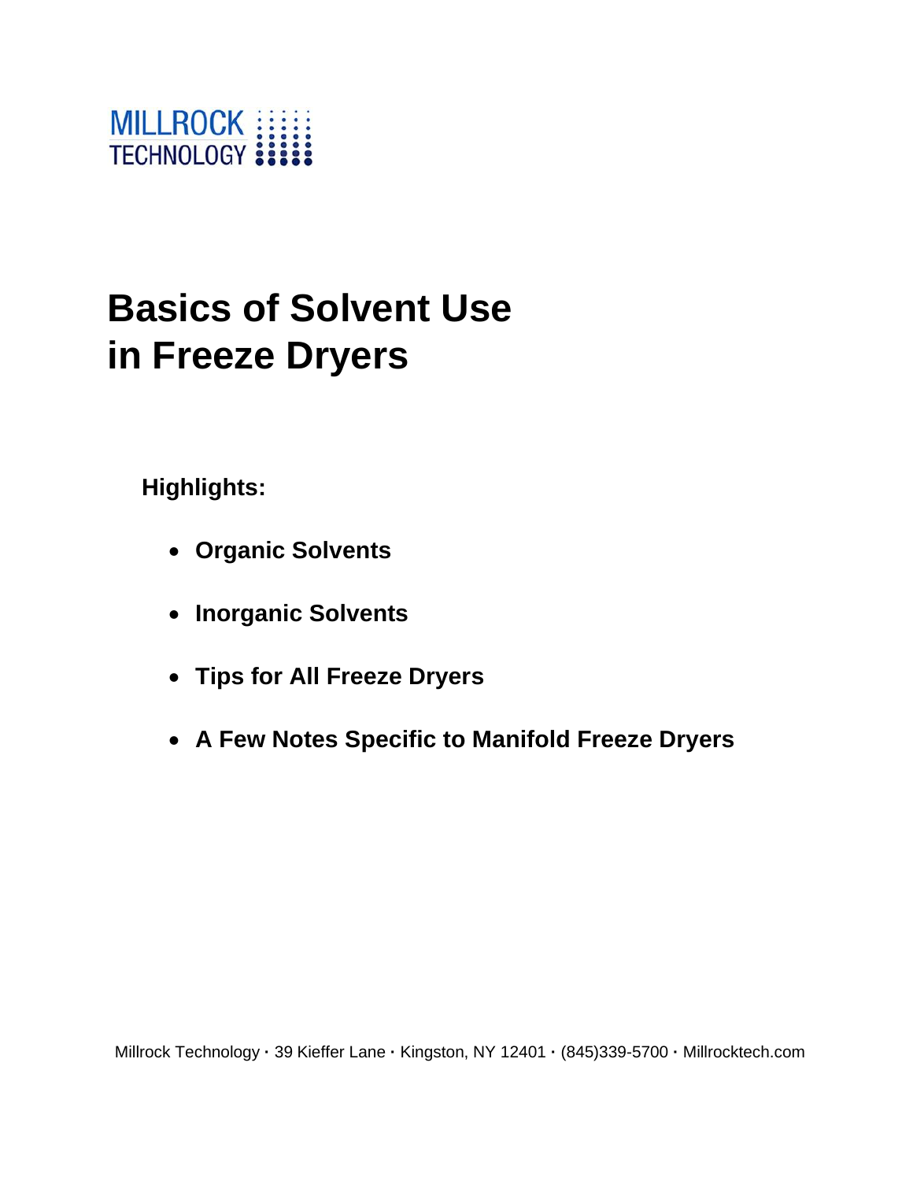MILLROCK TECHNOLOGY

# Basics of Solvent Use in Freeze Dryers

**Highlights:**

- **Organic Solvents**
- **Inorganic Solvents**
- **Tips for All Freeze Dryers**
- **A Few Notes Specific to Manifold Freeze Dryers**

Millrock Technology · 39 Kieffer Lane · Kingston, NY 12401 · (845)339-5700 · Millrocktech.com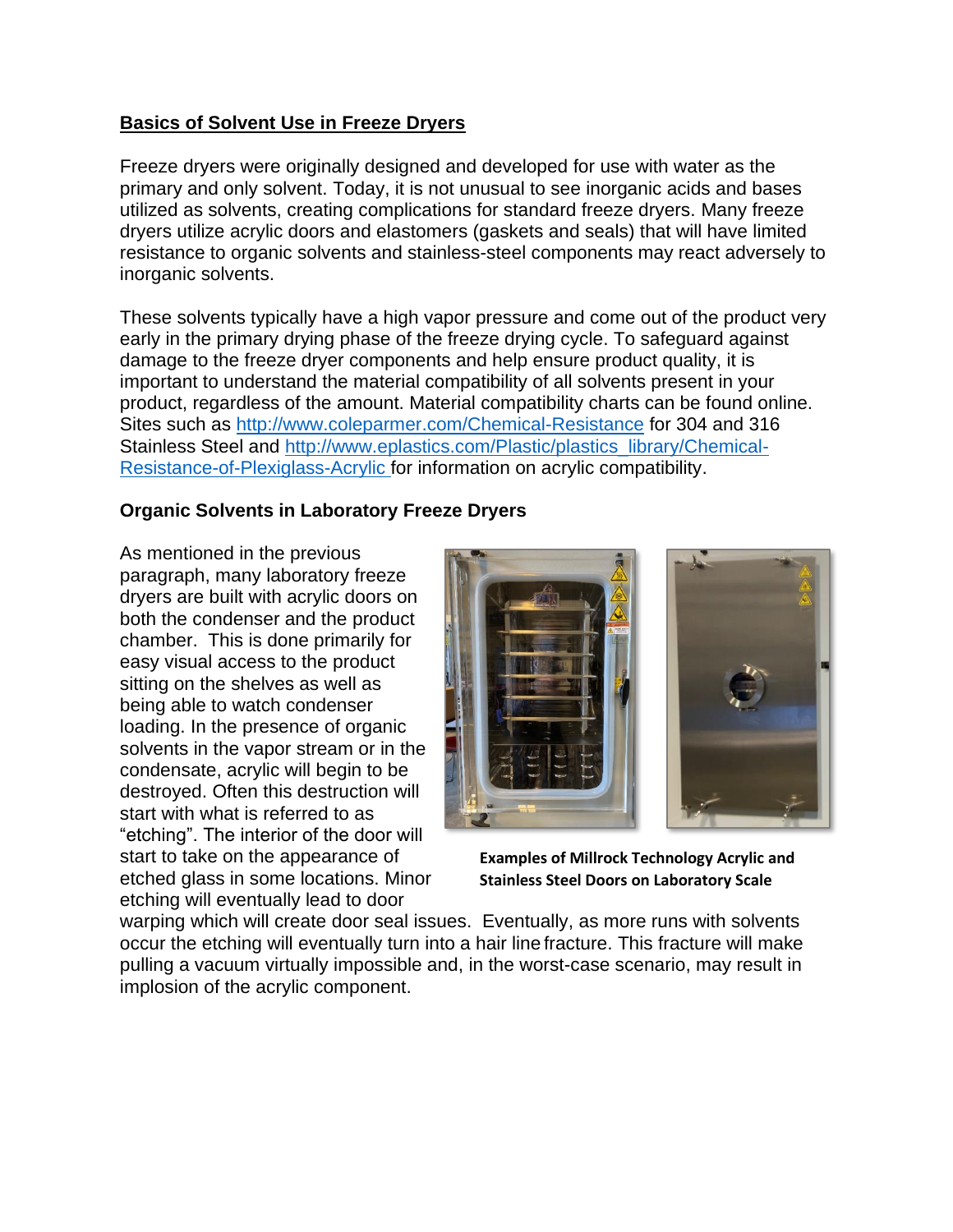## Basics of Solvent Use in Freeze Dryers

Freeze dryers were originally designed and developed for use with water as the primary and only solvent. Today, it is not unusual to see inorganic acids and bases utilized as solvents, creating complications for standard freeze dryers. Many freeze dryers utilize acrylic doors and elastomers (gaskets and seals) that will have limited resistance to organic solvents and stainless-steel components may react adversely to inorganic solvents.

These solvents typically have a high vapor pressure and come out of the product very early in the primary drying phase of the freeze drying cycle. To safeguard against damage to the freeze dryer components and help ensure product quality, it is important to understand the material compatibility of all solvents present in your product, regardless of the amount. Material compatibility charts can be found online. Sites such as http://www.coleparmer.com/Chemical-Resistance for 304 and 316 Stainless Steel and http://www.eplastics.com/Plastic/plastics_library/Chemical-Resistance-of-Plexiglass-Acrylic for information on acrylic compatibility.

### Organic Solvents in Laboratory Freeze Dryers

As mentioned in the previous paragraph, many laboratory freeze dryers are built with acrylic doors on both the condenser and the product chamber. This is done primarily for easy visual access to the product sitting on the shelves as well as being able to watch condenser loading. In the presence of organic solvents in the vapor stream or in the condensate, acrylic will begin to be destroyed. Often this destruction will start with what is referred to as "etching". The interior of the door will start to take on the appearance of etched glass in some locations. Minor etching will eventually lead to door warping which will create door seal issues. Eventually, as more runs with solvents occur the etching will eventually turn into a hair line fracture. This fracture will make pulling a vacuum virtually impossible and, in the worst-case scenario, may result in implosion of the acrylic component.

**Examples of Millrock Technology Acrylic and Stainless Steel Doors on Laboratory Scale**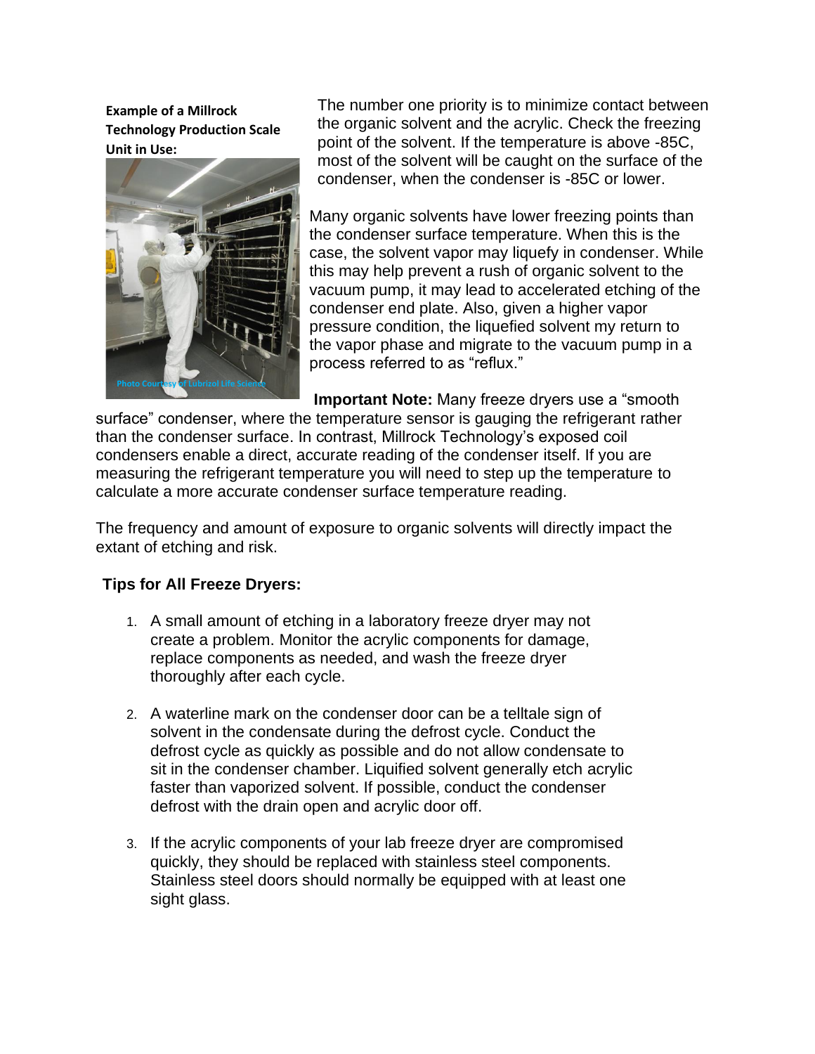**Example of a Millrock Technology Production Scale Unit in Use:**

Photo Courtesy of Lubrizol Life Science

The number one priority is to minimize contact between the organic solvent and the acrylic. Check the freezing point of the solvent. If the temperature is above -85C, most of the solvent will be caught on the surface of the condenser, when the condenser is -85C or lower.

Many organic solvents have lower freezing points than the condenser surface temperature. When this is the case, the solvent vapor may liquefy in condenser. While this may help prevent a rush of organic solvent to the vacuum pump, it may lead to accelerated etching of the condenser end plate. Also, given a higher vapor pressure condition, the liquefied solvent my return to the vapor phase and migrate to the vacuum pump in a process referred to as "reflux."

**Important Note:** Many freeze dryers use a "smooth surface" condenser, where the temperature sensor is gauging the refrigerant rather than the condenser surface. In contrast, Millrock Technology's exposed coil condensers enable a direct, accurate reading of the condenser itself. If you are measuring the refrigerant temperature you will need to step up the temperature to calculate a more accurate condenser surface temperature reading.

The frequency and amount of exposure to organic solvents will directly impact the extant of etching and risk.

**Tips for All Freeze Dryers:**

1. A small amount of etching in a laboratory freeze dryer may not create a problem. Monitor the acrylic components for damage, replace components as needed, and wash the freeze dryer thoroughly after each cycle.

2. A waterline mark on the condenser door can be a telltale sign of solvent in the condensate during the defrost cycle. Conduct the defrost cycle as quickly as possible and do not allow condensate to sit in the condenser chamber. Liquified solvent generally etch acrylic faster than vaporized solvent. If possible, conduct the condenser defrost with the drain open and acrylic door off.

3. If the acrylic components of your lab freeze dryer are compromised quickly, they should be replaced with stainless steel components. Stainless steel doors should normally be equipped with at least one sight glass.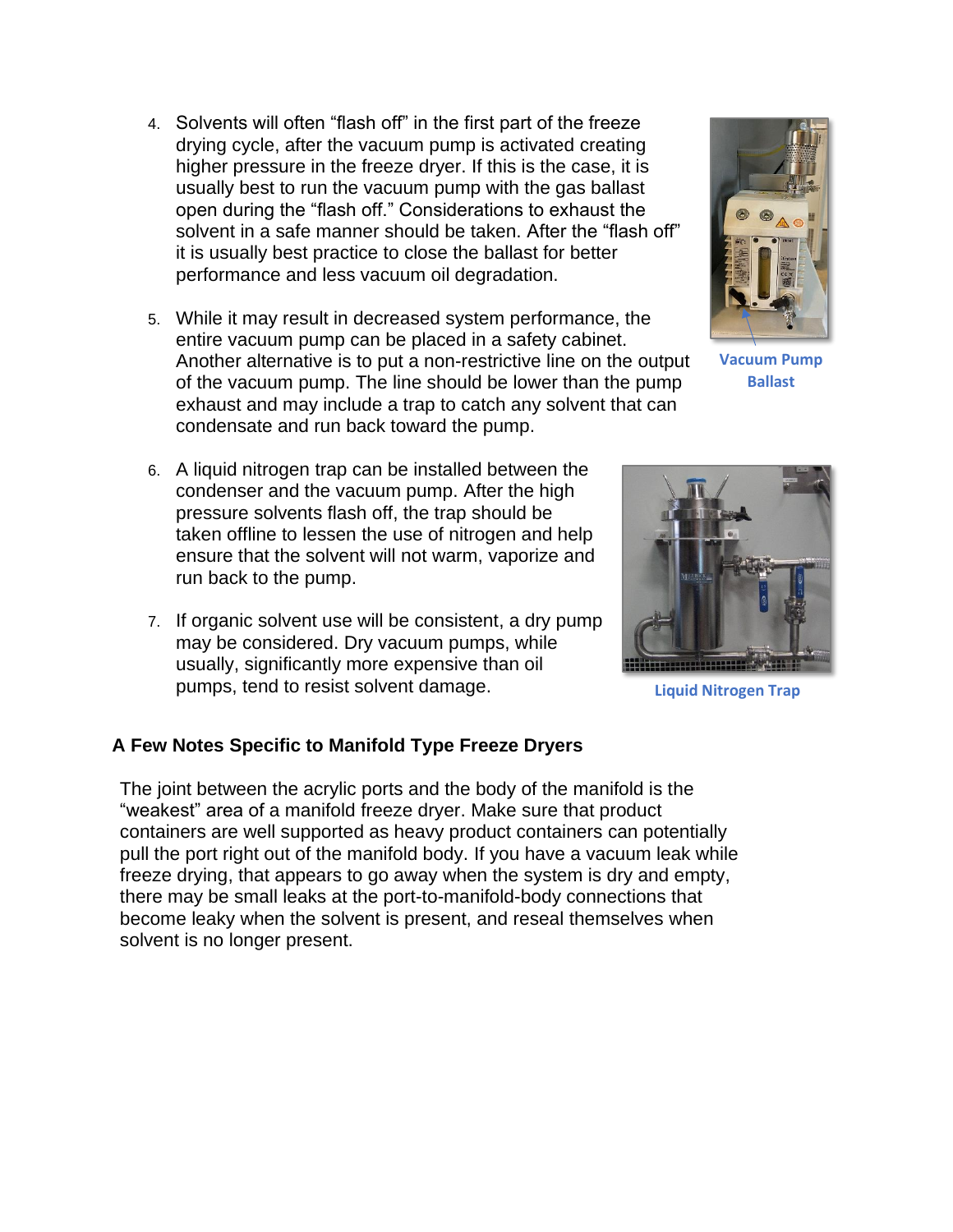4. Solvents will often “flash off” in the first part of the freeze drying cycle, after the vacuum pump is activated creating higher pressure in the freeze dryer. If this is the case, it is usually best to run the vacuum pump with the gas ballast open during the “flash off.” Considerations to exhaust the solvent in a safe manner should be taken. After the “flash off” it is usually best practice to close the ballast for better performance and less vacuum oil degradation.

Vacuum Pump Ballast

5. While it may result in decreased system performance, the entire vacuum pump can be placed in a safety cabinet. Another alternative is to put a non-restrictive line on the output of the vacuum pump. The line should be lower than the pump exhaust and may include a trap to catch any solvent that can condensate and run back toward the pump.

6. A liquid nitrogen trap can be installed between the condenser and the vacuum pump. After the high pressure solvents flash off, the trap should be taken offline to lessen the use of nitrogen and help ensure that the solvent will not warm, vaporize and run back to the pump.

7. If organic solvent use will be consistent, a dry pump may be considered. Dry vacuum pumps, while usually, significantly more expensive than oil pumps, tend to resist solvent damage.

Liquid Nitrogen Trap

### A Few Notes Specific to Manifold Type Freeze Dryers

The joint between the acrylic ports and the body of the manifold is the “weakest” area of a manifold freeze dryer. Make sure that product containers are well supported as heavy product containers can potentially pull the port right out of the manifold body. If you have a vacuum leak while freeze drying, that appears to go away when the system is dry and empty, there may be small leaks at the port-to-manifold-body connections that become leaky when the solvent is present, and reseal themselves when solvent is no longer present.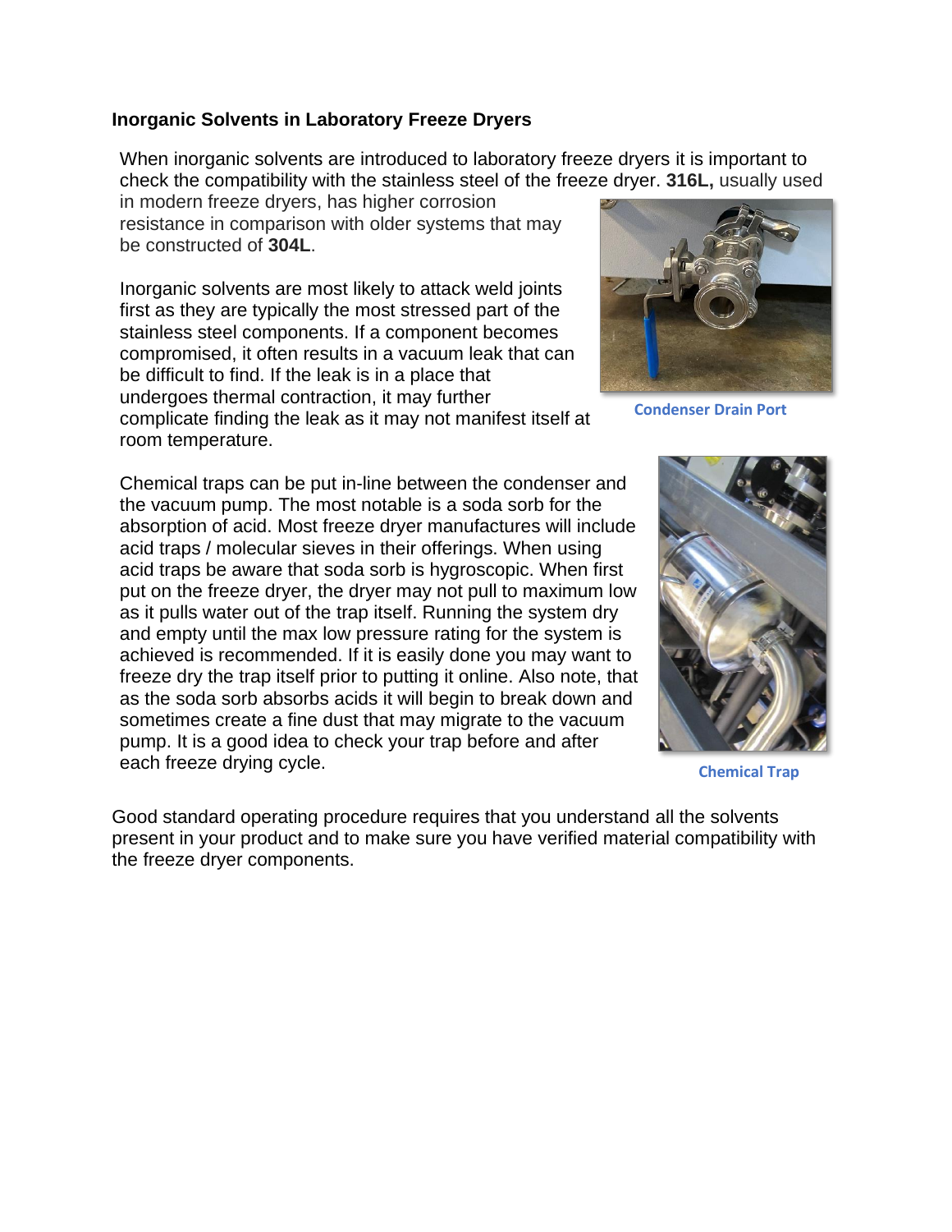### Inorganic Solvents in Laboratory Freeze Dryers

When inorganic solvents are introduced to laboratory freeze dryers it is important to check the compatibility with the stainless steel of the freeze dryer. **316L,** usually used in modern freeze dryers, has higher corrosion resistance in comparison with older systems that may be constructed of **304L**.

Inorganic solvents are most likely to attack weld joints first as they are typically the most stressed part of the stainless steel components. If a component becomes compromised, it often results in a vacuum leak that can be difficult to find. If the leak is in a place that undergoes thermal contraction, it may further complicate finding the leak as it may not manifest itself at room temperature.

Condenser Drain Port

Chemical traps can be put in-line between the condenser and the vacuum pump. The most notable is a soda sorb for the absorption of acid. Most freeze dryer manufactures will include acid traps / molecular sieves in their offerings. When using acid traps be aware that soda sorb is hygroscopic. When first put on the freeze dryer, the dryer may not pull to maximum low as it pulls water out of the trap itself. Running the system dry and empty until the max low pressure rating for the system is achieved is recommended. If it is easily done you may want to freeze dry the trap itself prior to putting it online. Also note, that as the soda sorb absorbs acids it will begin to break down and sometimes create a fine dust that may migrate to the vacuum pump. It is a good idea to check your trap before and after each freeze drying cycle.

Chemical Trap

Good standard operating procedure requires that you understand all the solvents present in your product and to make sure you have verified material compatibility with the freeze dryer components.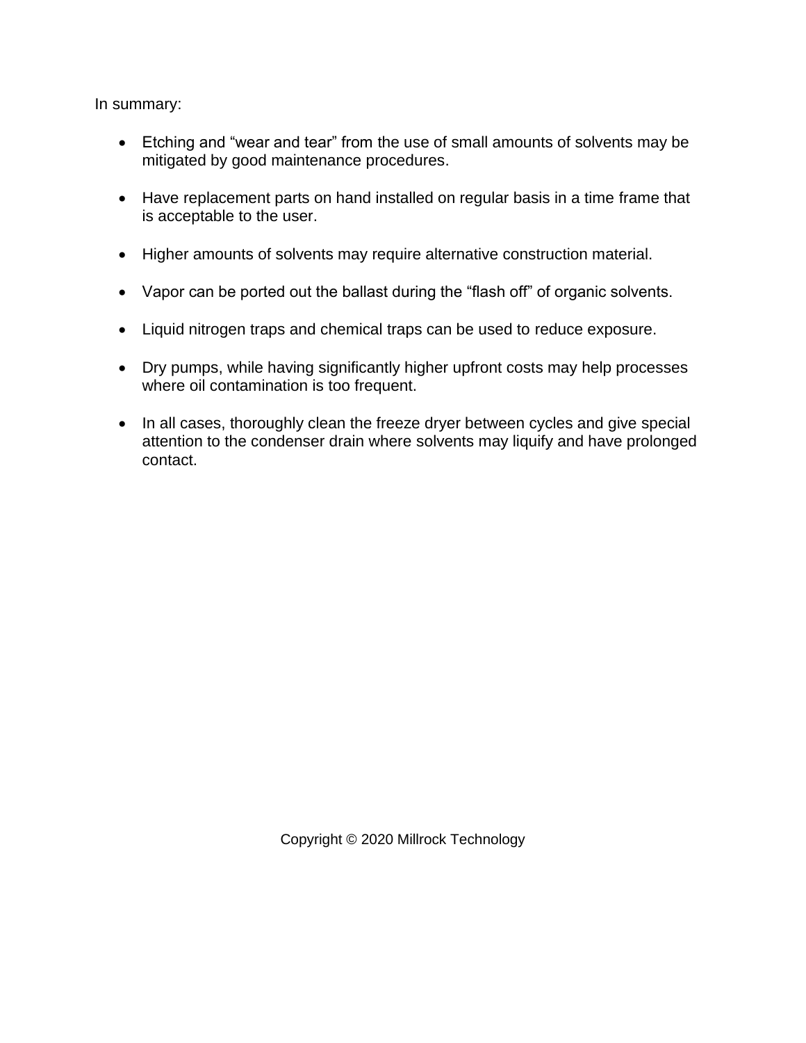In summary:

- Etching and “wear and tear” from the use of small amounts of solvents may be mitigated by good maintenance procedures.

- Have replacement parts on hand installed on regular basis in a time frame that is acceptable to the user.

- Higher amounts of solvents may require alternative construction material.

- Vapor can be ported out the ballast during the “flash off” of organic solvents.

- Liquid nitrogen traps and chemical traps can be used to reduce exposure.

- Dry pumps, while having significantly higher upfront costs may help processes where oil contamination is too frequent.

- In all cases, thoroughly clean the freeze dryer between cycles and give special attention to the condenser drain where solvents may liquify and have prolonged contact.

Copyright © 2020 Millrock Technology